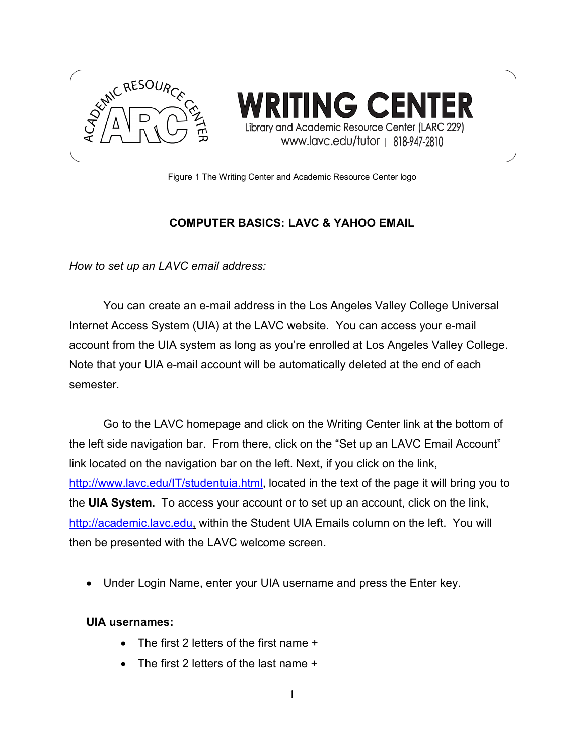Figure 1 The Writing Center and Academic Resource Center logo

## COMPUTER BASICS: LAVC & YAHOO EMAIL

*How to set up an LAVC email address:*

You can create an e-mail address in the Los Angeles Valley College Universal Internet Access System (UIA) at the LAVC website. You can access your e-mail account from the UIA system as long as you're enrolled at Los Angeles Valley College. Note that your UIA e-mail account will be automatically deleted at the end of each semester.

Go to the LAVC homepage and click on the Writing Center link at the bottom of the left side navigation bar. From there, click on the "Set up an LAVC Email Account" link located on the navigation bar on the left. Next, if you click on the link, http://www.lavc.edu/IT/studentuia.html, located in the text of the page it will bring you to the **UIA System.** To access your account or to set up an account, click on the link, http://academic.lavc.edu, within the Student UIA Emails column on the left. You will then be presented with the LAVC welcome screen.

- Under Login Name, enter your UIA username and press the Enter key.

**UIA usernames:**

- The first 2 letters of the first name +
- The first 2 letters of the last name +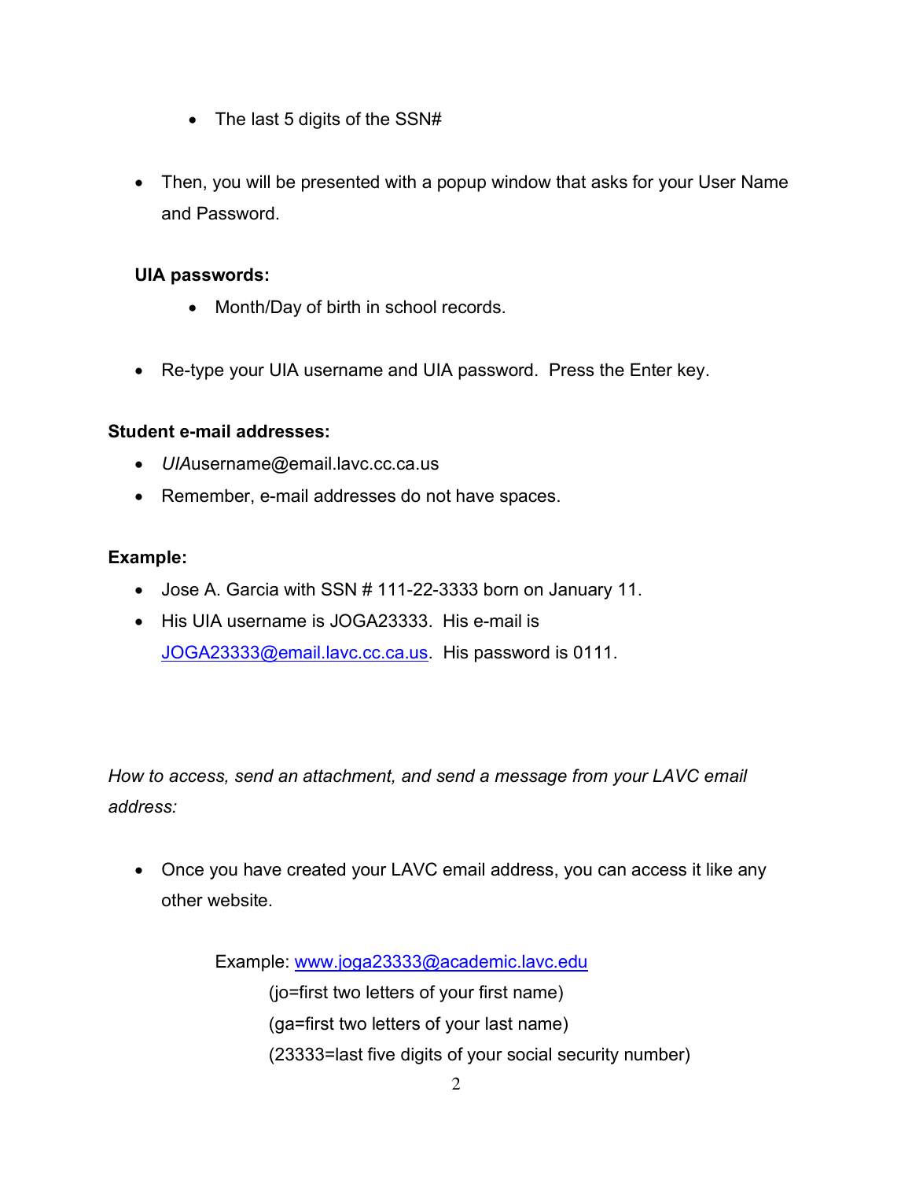- The last 5 digits of the SSN#

- Then, you will be presented with a popup window that asks for your User Name and Password.

**UIA passwords:**

- Month/Day of birth in school records.

- Re-type your UIA username and UIA password. Press the Enter key.

**Student e-mail addresses:**

- *UIA*username@email.lavc.cc.ca.us
- Remember, e-mail addresses do not have spaces.

**Example:**

- Jose A. Garcia with SSN # 111-22-3333 born on January 11.
- His UIA username is JOGA23333. His e-mail is JOGA23333@email.lavc.cc.ca.us. His password is 0111.

*How to access, send an attachment, and send a message from your LAVC email address:*

- Once you have created your LAVC email address, you can access it like any other website.

  Example: www.joga23333@academic.lavc.edu
  (jo=first two letters of your first name)
  (ga=first two letters of your last name)
  (23333=last five digits of your social security number)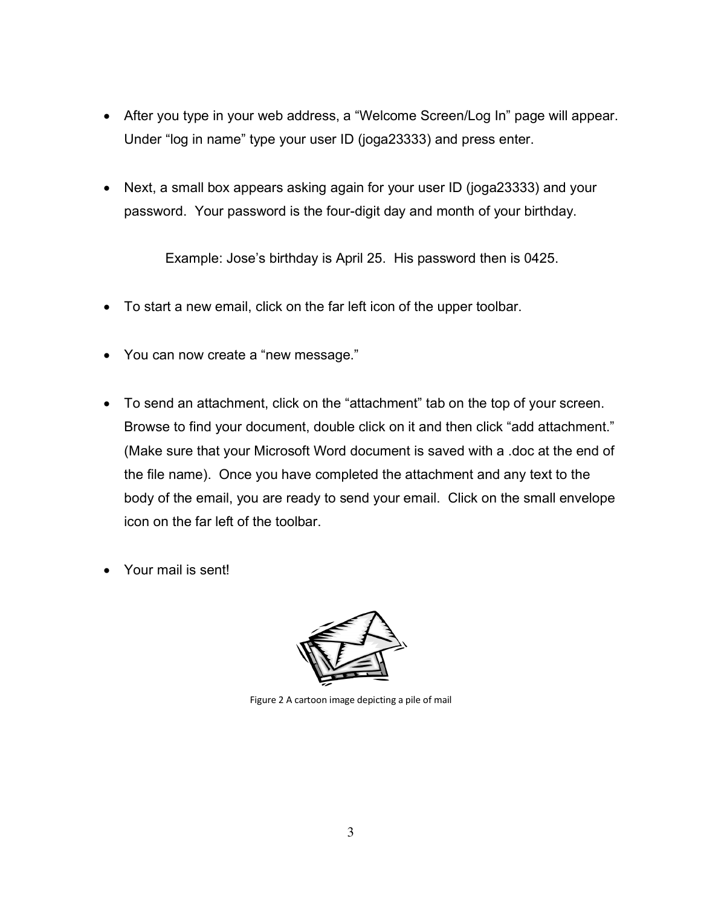- After you type in your web address, a "Welcome Screen/Log In" page will appear. Under "log in name" type your user ID (joga23333) and press enter.

- Next, a small box appears asking again for your user ID (joga23333) and your password. Your password is the four-digit day and month of your birthday.

  Example: Jose's birthday is April 25. His password then is 0425.

- To start a new email, click on the far left icon of the upper toolbar.

- You can now create a "new message."

- To send an attachment, click on the "attachment" tab on the top of your screen. Browse to find your document, double click on it and then click "add attachment." (Make sure that your Microsoft Word document is saved with a .doc at the end of the file name). Once you have completed the attachment and any text to the body of the email, you are ready to send your email. Click on the small envelope icon on the far left of the toolbar.

- Your mail is sent!

Figure 2 A cartoon image depicting a pile of mail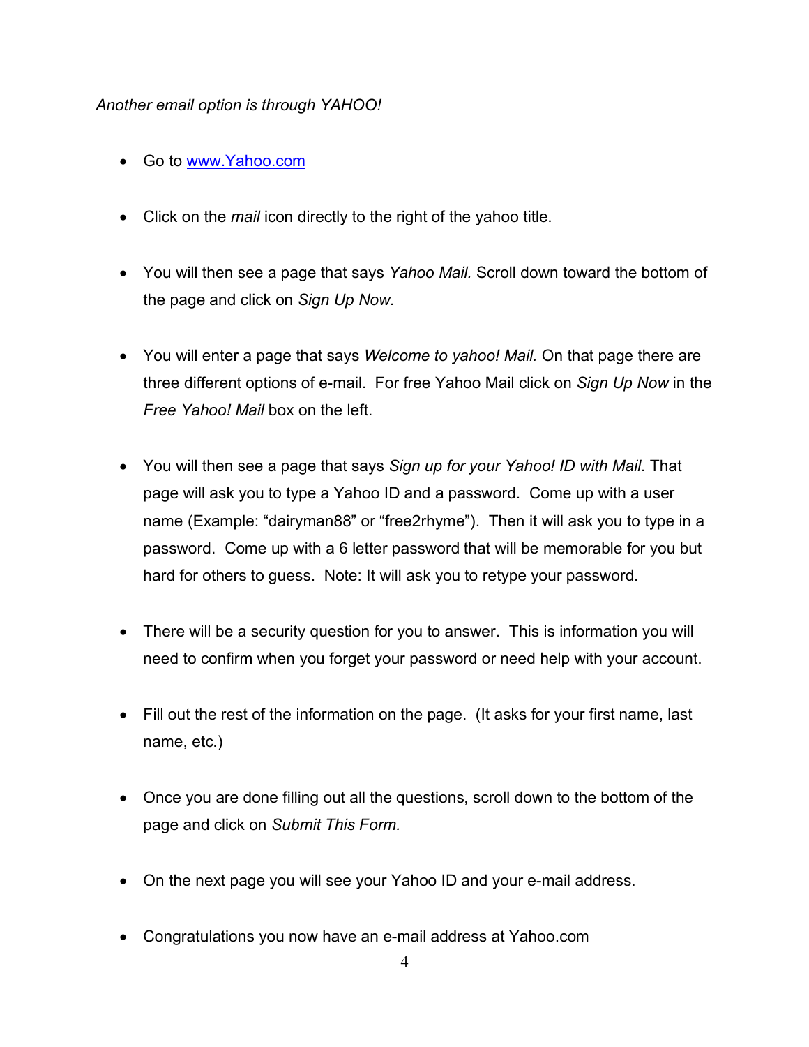*Another email option is through YAHOO!*

- Go to [www.Yahoo.com](http://www.Yahoo.com)
- Click on the *mail* icon directly to the right of the yahoo title.
- You will then see a page that says *Yahoo Mail.* Scroll down toward the bottom of the page and click on *Sign Up Now.*
- You will enter a page that says *Welcome to yahoo! Mail.* On that page there are three different options of e-mail. For free Yahoo Mail click on *Sign Up Now* in the *Free Yahoo! Mail* box on the left.
- You will then see a page that says *Sign up for your Yahoo! ID with Mail*. That page will ask you to type a Yahoo ID and a password. Come up with a user name (Example: "dairyman88" or "free2rhyme"). Then it will ask you to type in a password. Come up with a 6 letter password that will be memorable for you but hard for others to guess. Note: It will ask you to retype your password.
- There will be a security question for you to answer. This is information you will need to confirm when you forget your password or need help with your account.
- Fill out the rest of the information on the page. (It asks for your first name, last name, etc.)
- Once you are done filling out all the questions, scroll down to the bottom of the page and click on *Submit This Form.*
- On the next page you will see your Yahoo ID and your e-mail address.
- Congratulations you now have an e-mail address at Yahoo.com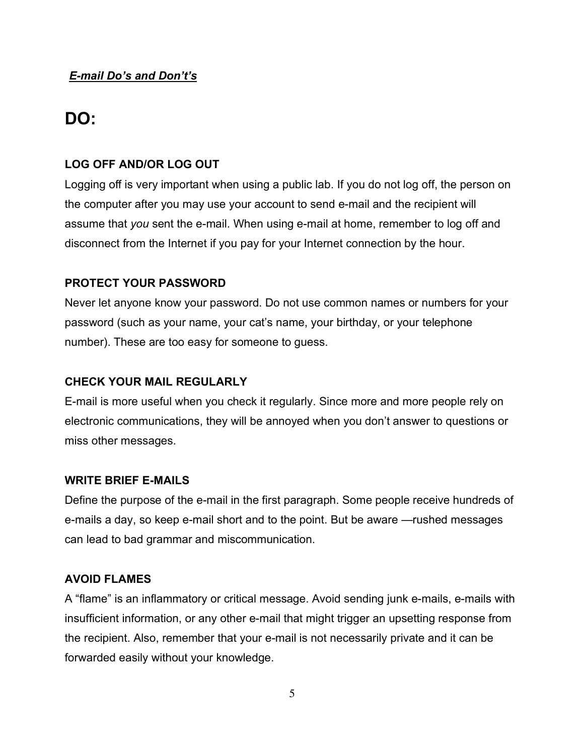***E-mail Do's and Don't's***

# DO:

### LOG OFF AND/OR LOG OUT

Logging off is very important when using a public lab. If you do not log off, the person on the computer after you may use your account to send e-mail and the recipient will assume that *you* sent the e-mail. When using e-mail at home, remember to log off and disconnect from the Internet if you pay for your Internet connection by the hour.

### PROTECT YOUR PASSWORD

Never let anyone know your password. Do not use common names or numbers for your password (such as your name, your cat's name, your birthday, or your telephone number). These are too easy for someone to guess.

### CHECK YOUR MAIL REGULARLY

E-mail is more useful when you check it regularly. Since more and more people rely on electronic communications, they will be annoyed when you don't answer to questions or miss other messages.

### WRITE BRIEF E-MAILS

Define the purpose of the e-mail in the first paragraph. Some people receive hundreds of e-mails a day, so keep e-mail short and to the point. But be aware —rushed messages can lead to bad grammar and miscommunication.

### AVOID FLAMES

A "flame" is an inflammatory or critical message. Avoid sending junk e-mails, e-mails with insufficient information, or any other e-mail that might trigger an upsetting response from the recipient. Also, remember that your e-mail is not necessarily private and it can be forwarded easily without your knowledge.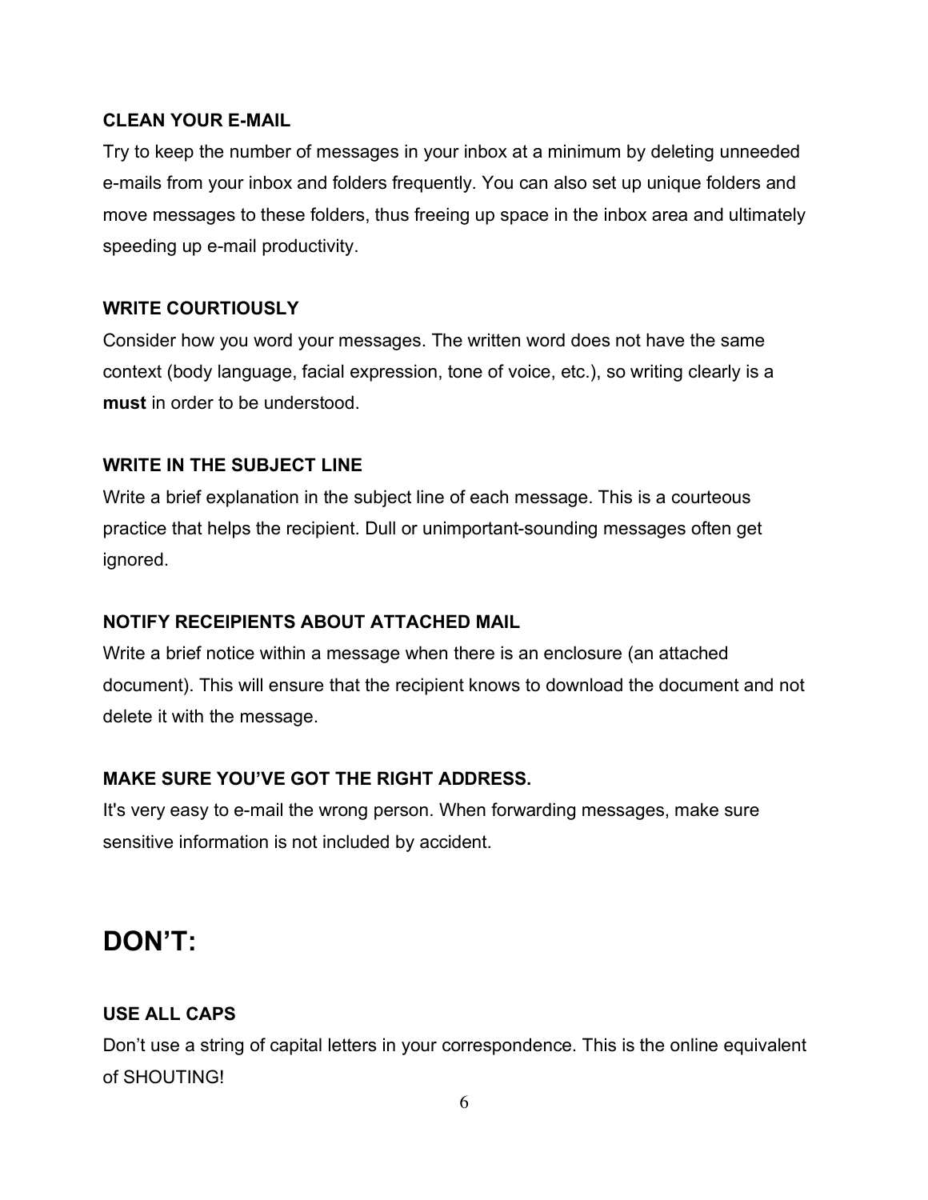**CLEAN YOUR E-MAIL**

Try to keep the number of messages in your inbox at a minimum by deleting unneeded e-mails from your inbox and folders frequently. You can also set up unique folders and move messages to these folders, thus freeing up space in the inbox area and ultimately speeding up e-mail productivity.

**WRITE COURTIOUSLY**

Consider how you word your messages. The written word does not have the same context (body language, facial expression, tone of voice, etc.), so writing clearly is a **must** in order to be understood.

**WRITE IN THE SUBJECT LINE**

Write a brief explanation in the subject line of each message. This is a courteous practice that helps the recipient. Dull or unimportant-sounding messages often get ignored.

**NOTIFY RECEIPIENTS ABOUT ATTACHED MAIL**

Write a brief notice within a message when there is an enclosure (an attached document). This will ensure that the recipient knows to download the document and not delete it with the message.

**MAKE SURE YOU'VE GOT THE RIGHT ADDRESS.**

It's very easy to e-mail the wrong person. When forwarding messages, make sure sensitive information is not included by accident.

## DON'T:

**USE ALL CAPS**

Don't use a string of capital letters in your correspondence. This is the online equivalent of SHOUTING!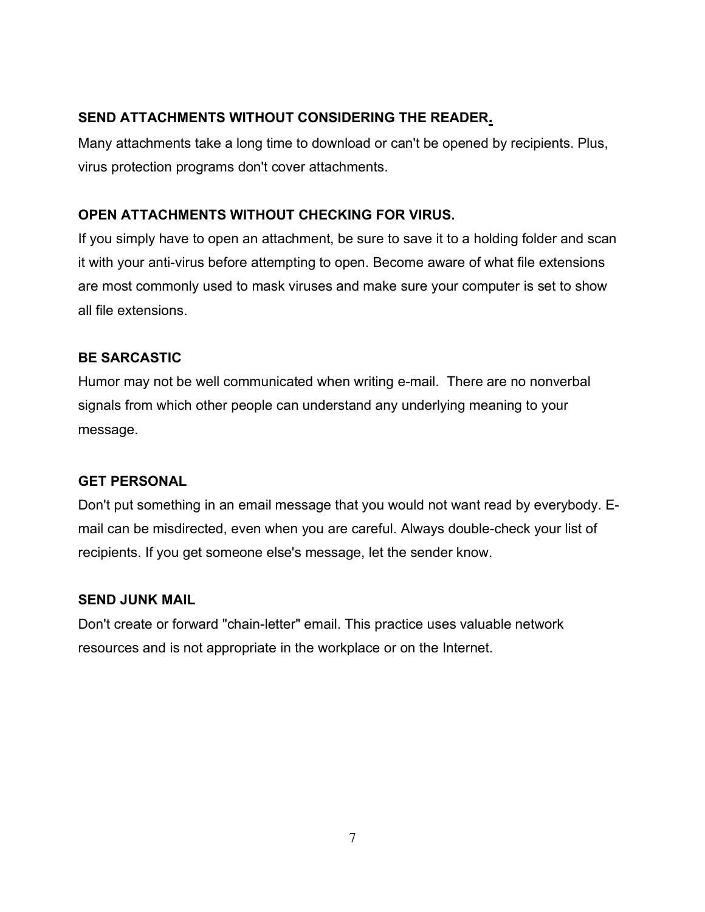**SEND ATTACHMENTS WITHOUT CONSIDERING THE READER.**

Many attachments take a long time to download or can't be opened by recipients. Plus, virus protection programs don't cover attachments.

**OPEN ATTACHMENTS WITHOUT CHECKING FOR VIRUS.**

If you simply have to open an attachment, be sure to save it to a holding folder and scan it with your anti-virus before attempting to open. Become aware of what file extensions are most commonly used to mask viruses and make sure your computer is set to show all file extensions.

**BE SARCASTIC**

Humor may not be well communicated when writing e-mail. There are no nonverbal signals from which other people can understand any underlying meaning to your message.

**GET PERSONAL**

Don't put something in an email message that you would not want read by everybody. E-mail can be misdirected, even when you are careful. Always double-check your list of recipients. If you get someone else's message, let the sender know.

**SEND JUNK MAIL**

Don't create or forward "chain-letter" email. This practice uses valuable network resources and is not appropriate in the workplace or on the Internet.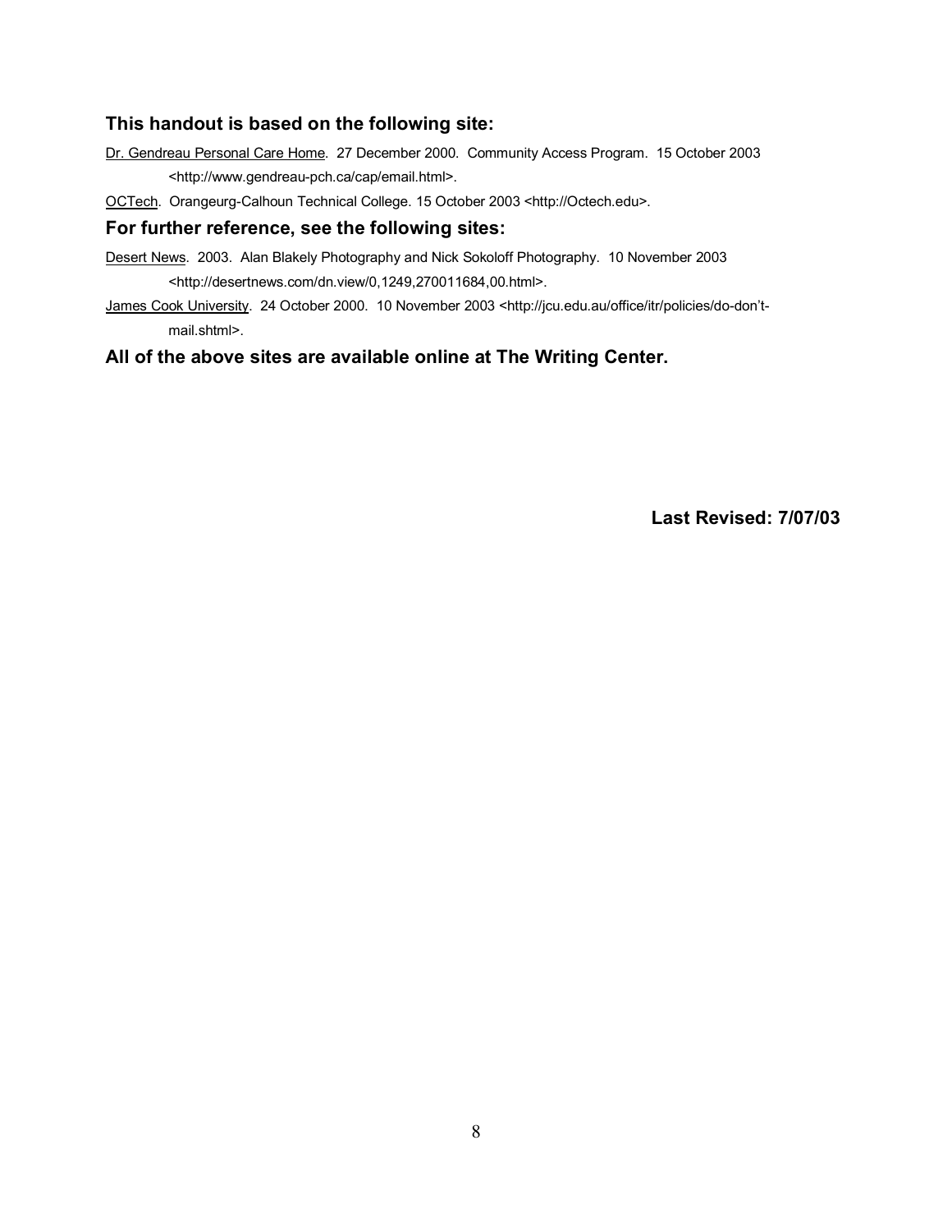### This handout is based on the following site:

Dr. Gendreau Personal Care Home. 27 December 2000. Community Access Program. 15 October 2003 <http://www.gendreau-pch.ca/cap/email.html>.

OCTech. Orangeurg-Calhoun Technical College. 15 October 2003 <http://Octech.edu>.

### For further reference, see the following sites:

Desert News. 2003. Alan Blakely Photography and Nick Sokoloff Photography. 10 November 2003 <http://desertnews.com/dn.view/0,1249,270011684,00.html>.

James Cook University. 24 October 2000. 10 November 2003 <http://jcu.edu.au/office/itr/policies/do-don't-mail.shtml>.

### All of the above sites are available online at The Writing Center.

**Last Revised: 7/07/03**